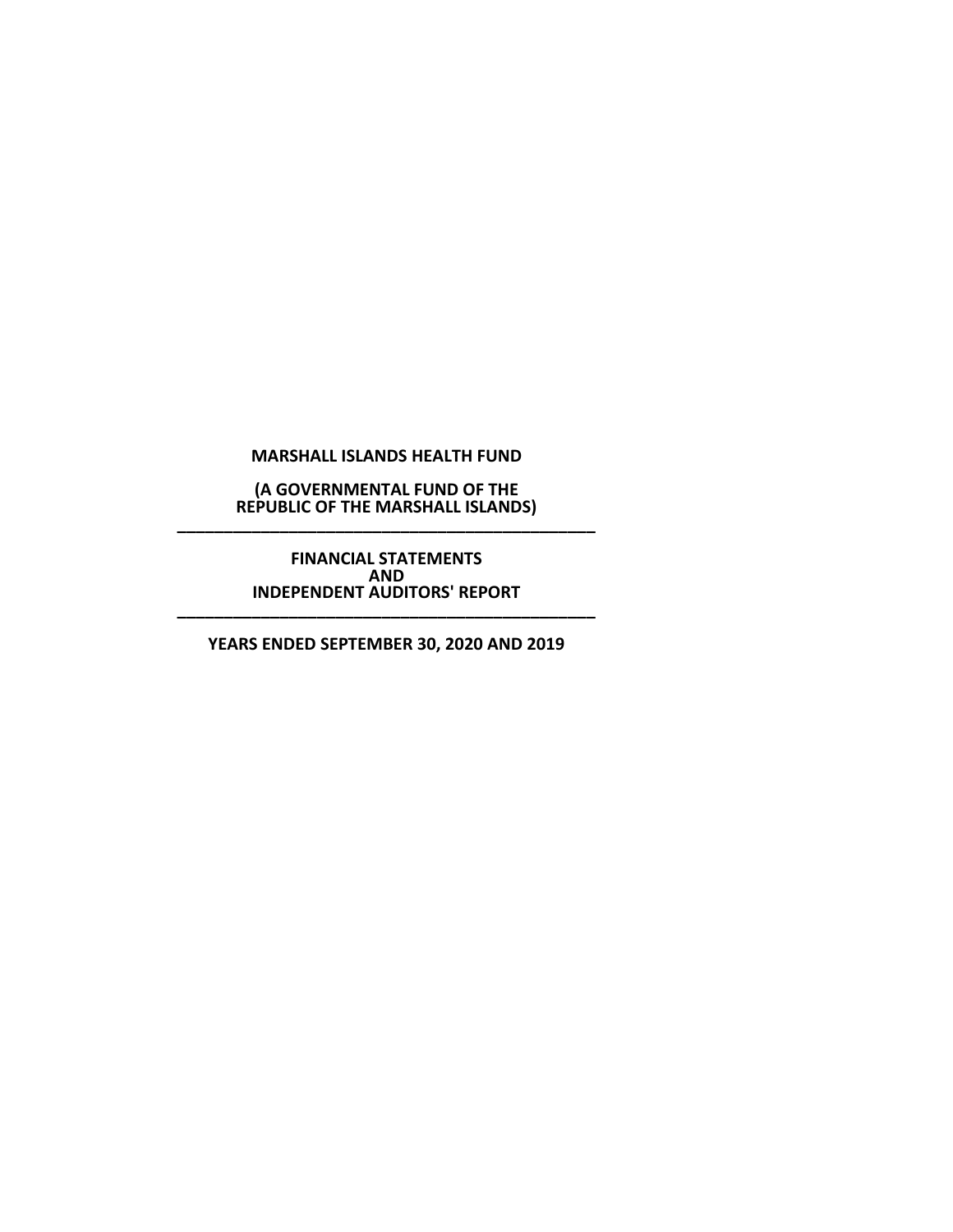**MARSHALL ISLANDS HEALTH FUND**

**(A GOVERNMENTAL FUND OF THE REPUBLIC OF THE MARSHALL ISLANDS)**

---

**FINANCIAL STATEMENTS AND INDEPENDENT AUDITORS' REPORT**

---

**YEARS ENDED SEPTEMBER 30, 2020 AND 2019**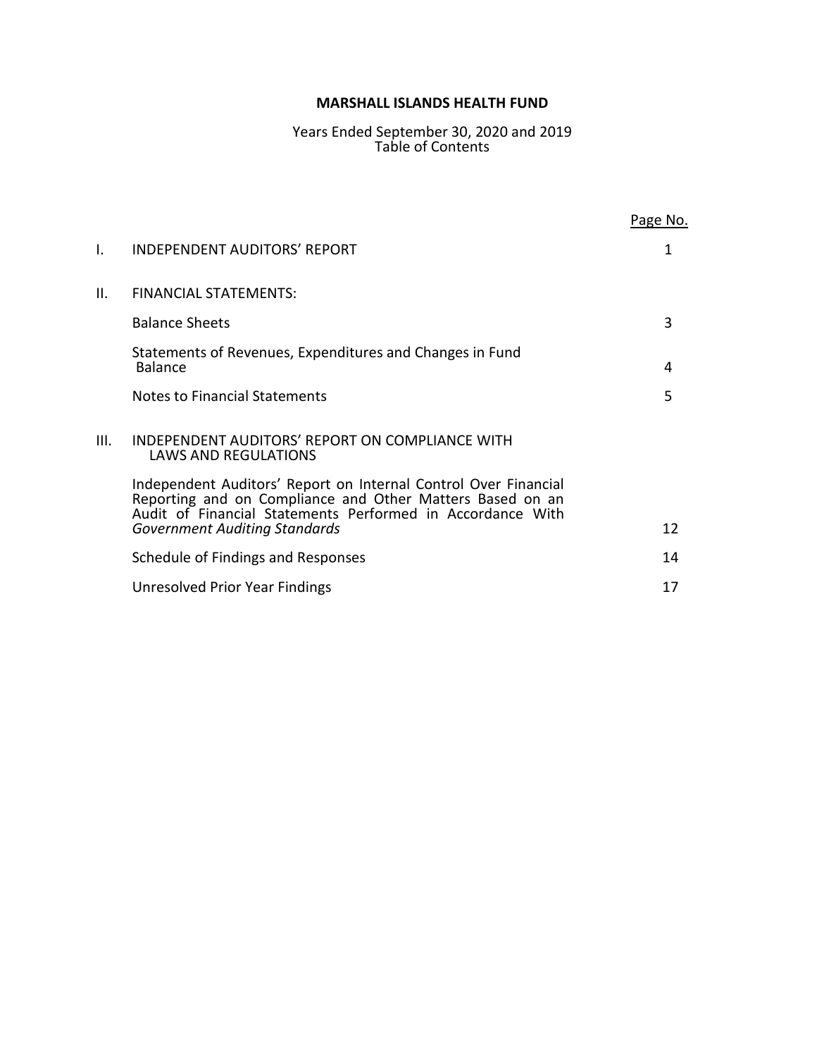# MARSHALL ISLANDS HEALTH FUND

Years Ended September 30, 2020 and 2019
Table of Contents

| | | Page No. |
|---|---|---|
| I. | INDEPENDENT AUDITORS' REPORT | 1 |
| II. | FINANCIAL STATEMENTS: | |
| | Balance Sheets | 3 |
| | Statements of Revenues, Expenditures and Changes in Fund Balance | 4 |
| | Notes to Financial Statements | 5 |
| III. | INDEPENDENT AUDITORS' REPORT ON COMPLIANCE WITH LAWS AND REGULATIONS | |
| | Independent Auditors' Report on Internal Control Over Financial Reporting and on Compliance and Other Matters Based on an Audit of Financial Statements Performed in Accordance With *Government Auditing Standards* | 12 |
| | Schedule of Findings and Responses | 14 |
| | Unresolved Prior Year Findings | 17 |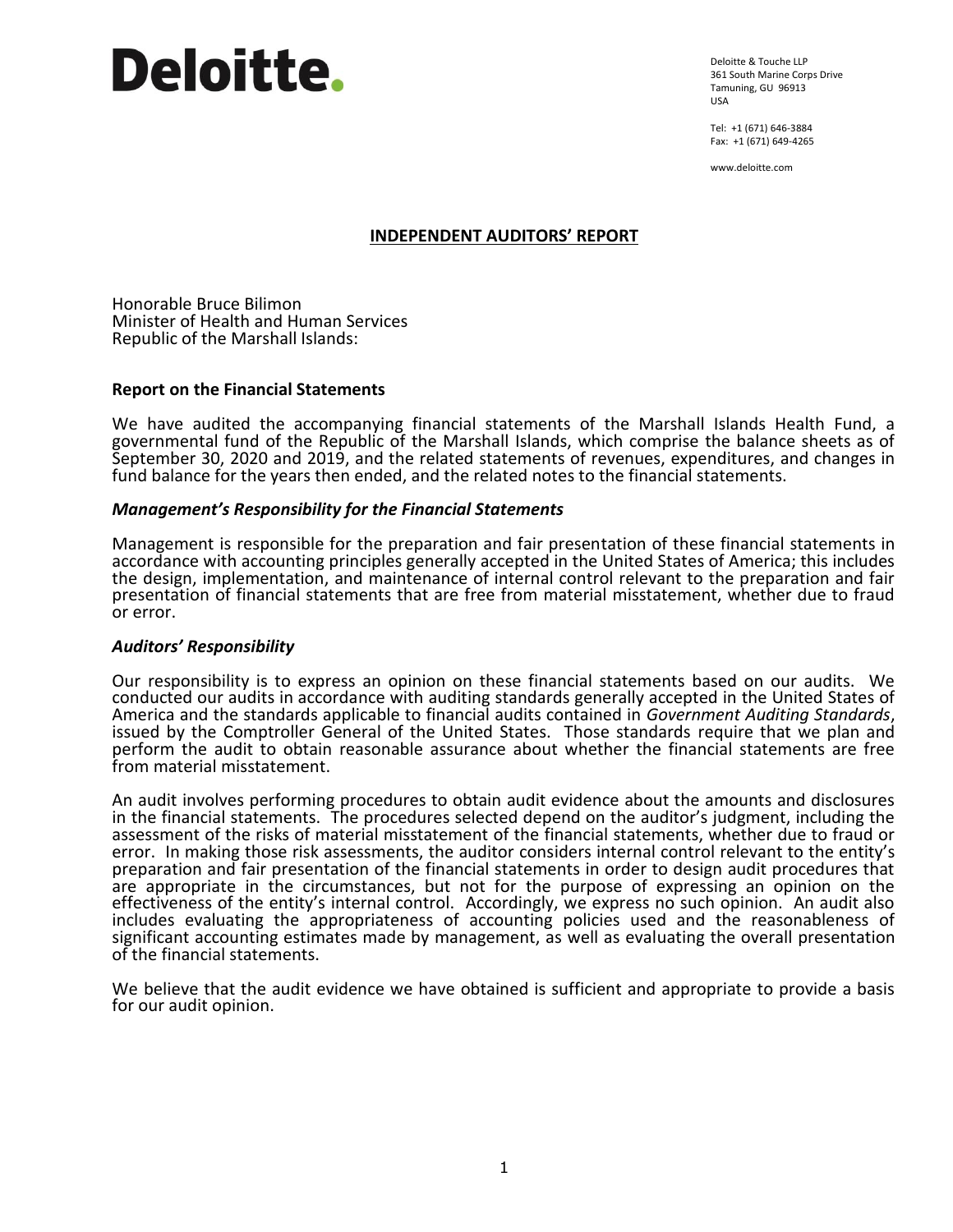Deloitte.

Deloitte & Touche LLP
361 South Marine Corps Drive
Tamuning, GU 96913
USA

Tel: +1 (671) 646-3884
Fax: +1 (671) 649-4265

www.deloitte.com

## INDEPENDENT AUDITORS' REPORT

Honorable Bruce Bilimon
Minister of Health and Human Services
Republic of the Marshall Islands:

### Report on the Financial Statements

We have audited the accompanying financial statements of the Marshall Islands Health Fund, a governmental fund of the Republic of the Marshall Islands, which comprise the balance sheets as of September 30, 2020 and 2019, and the related statements of revenues, expenditures, and changes in fund balance for the years then ended, and the related notes to the financial statements.

### *Management's Responsibility for the Financial Statements*

Management is responsible for the preparation and fair presentation of these financial statements in accordance with accounting principles generally accepted in the United States of America; this includes the design, implementation, and maintenance of internal control relevant to the preparation and fair presentation of financial statements that are free from material misstatement, whether due to fraud or error.

### *Auditors' Responsibility*

Our responsibility is to express an opinion on these financial statements based on our audits. We conducted our audits in accordance with auditing standards generally accepted in the United States of America and the standards applicable to financial audits contained in *Government Auditing Standards*, issued by the Comptroller General of the United States. Those standards require that we plan and perform the audit to obtain reasonable assurance about whether the financial statements are free from material misstatement.

An audit involves performing procedures to obtain audit evidence about the amounts and disclosures in the financial statements. The procedures selected depend on the auditor's judgment, including the assessment of the risks of material misstatement of the financial statements, whether due to fraud or error. In making those risk assessments, the auditor considers internal control relevant to the entity's preparation and fair presentation of the financial statements in order to design audit procedures that are appropriate in the circumstances, but not for the purpose of expressing an opinion on the effectiveness of the entity's internal control. Accordingly, we express no such opinion. An audit also includes evaluating the appropriateness of accounting policies used and the reasonableness of significant accounting estimates made by management, as well as evaluating the overall presentation of the financial statements.

We believe that the audit evidence we have obtained is sufficient and appropriate to provide a basis for our audit opinion.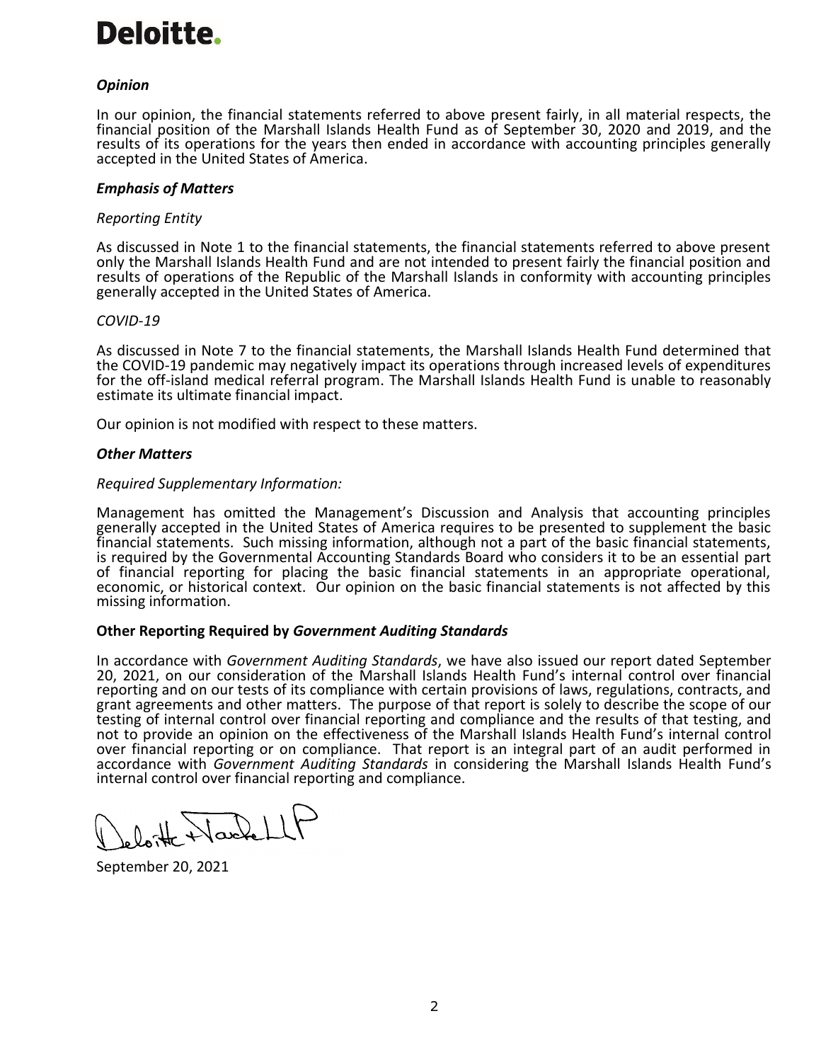Deloitte.

### *Opinion*

In our opinion, the financial statements referred to above present fairly, in all material respects, the financial position of the Marshall Islands Health Fund as of September 30, 2020 and 2019, and the results of its operations for the years then ended in accordance with accounting principles generally accepted in the United States of America.

### *Emphasis of Matters*

*Reporting Entity*

As discussed in Note 1 to the financial statements, the financial statements referred to above present only the Marshall Islands Health Fund and are not intended to present fairly the financial position and results of operations of the Republic of the Marshall Islands in conformity with accounting principles generally accepted in the United States of America.

*COVID-19*

As discussed in Note 7 to the financial statements, the Marshall Islands Health Fund determined that the COVID-19 pandemic may negatively impact its operations through increased levels of expenditures for the off-island medical referral program. The Marshall Islands Health Fund is unable to reasonably estimate its ultimate financial impact.

Our opinion is not modified with respect to these matters.

### *Other Matters*

*Required Supplementary Information:*

Management has omitted the Management's Discussion and Analysis that accounting principles generally accepted in the United States of America requires to be presented to supplement the basic financial statements. Such missing information, although not a part of the basic financial statements, is required by the Governmental Accounting Standards Board who considers it to be an essential part of financial reporting for placing the basic financial statements in an appropriate operational, economic, or historical context. Our opinion on the basic financial statements is not affected by this missing information.

### **Other Reporting Required by *Government Auditing Standards***

In accordance with *Government Auditing Standards*, we have also issued our report dated September 20, 2021, on our consideration of the Marshall Islands Health Fund's internal control over financial reporting and on our tests of its compliance with certain provisions of laws, regulations, contracts, and grant agreements and other matters. The purpose of that report is solely to describe the scope of our testing of internal control over financial reporting and compliance and the results of that testing, and not to provide an opinion on the effectiveness of the Marshall Islands Health Fund's internal control over financial reporting or on compliance. That report is an integral part of an audit performed in accordance with *Government Auditing Standards* in considering the Marshall Islands Health Fund's internal control over financial reporting and compliance.

Deloitte & Touche LLP

September 20, 2021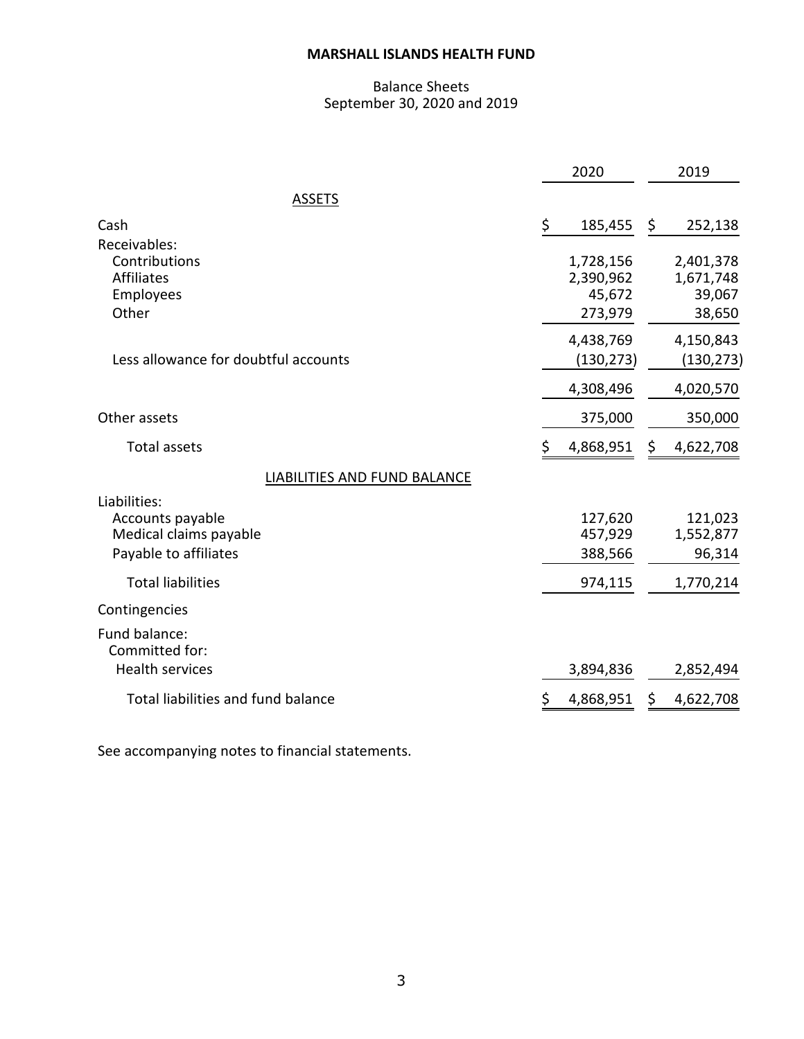**MARSHALL ISLANDS HEALTH FUND**

Balance Sheets
September 30, 2020 and 2019

| | 2020 | 2019 |
|---|---|---|
| ASSETS | | |
| Cash | $ 185,455 | $ 252,138 |
| Receivables: | | |
| Contributions | 1,728,156 | 2,401,378 |
| Affiliates | 2,390,962 | 1,671,748 |
| Employees | 45,672 | 39,067 |
| Other | 273,979 | 38,650 |
| | 4,438,769 | 4,150,843 |
| Less allowance for doubtful accounts | (130,273) | (130,273) |
| | 4,308,496 | 4,020,570 |
| Other assets | 375,000 | 350,000 |
| Total assets | $ 4,868,951 | $ 4,622,708 |
| LIABILITIES AND FUND BALANCE | | |
| Liabilities: | | |
| Accounts payable | 127,620 | 121,023 |
| Medical claims payable | 457,929 | 1,552,877 |
| Payable to affiliates | 388,566 | 96,314 |
| Total liabilities | 974,115 | 1,770,214 |
| Contingencies | | |
| Fund balance: | | |
| Committed for: | | |
| Health services | 3,894,836 | 2,852,494 |
| Total liabilities and fund balance | $ 4,868,951 | $ 4,622,708 |

See accompanying notes to financial statements.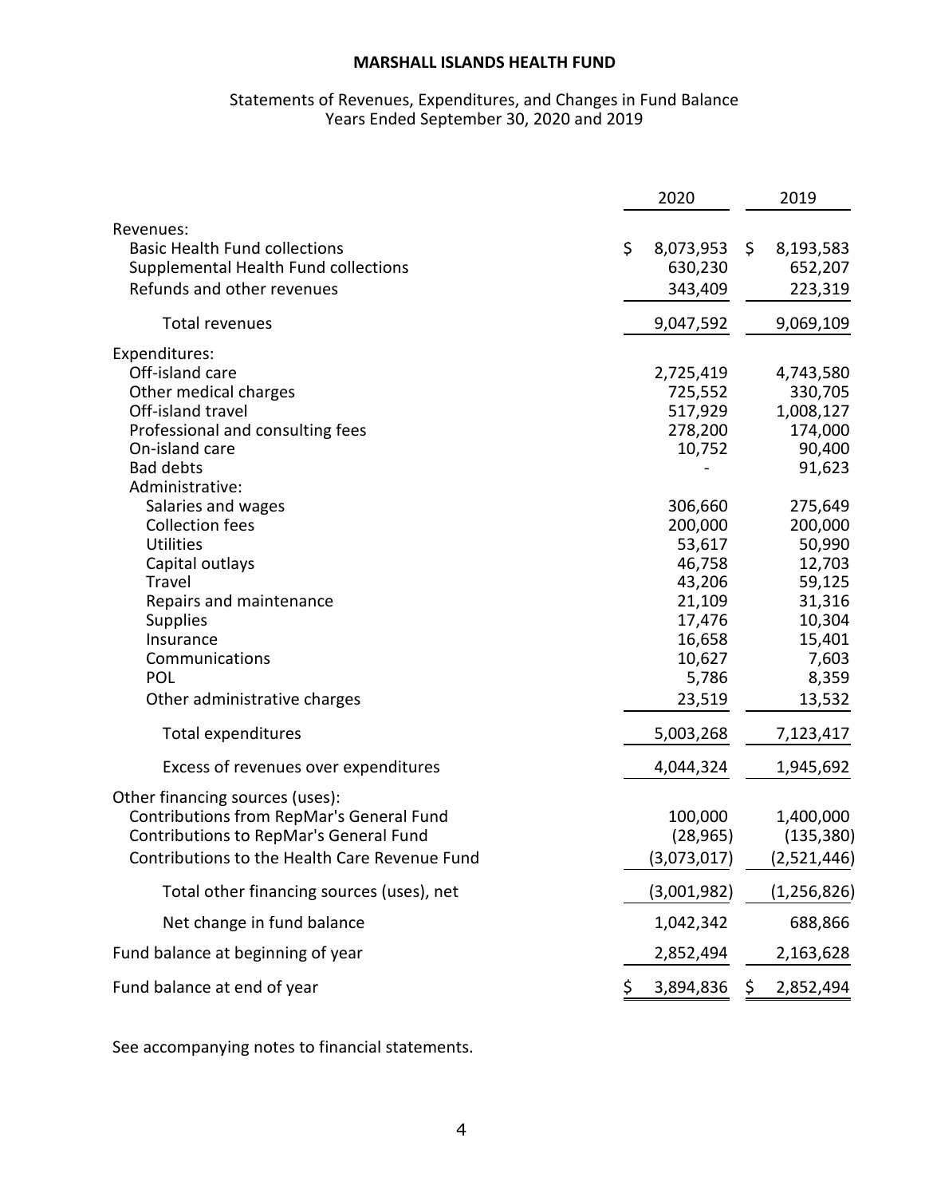**MARSHALL ISLANDS HEALTH FUND**

Statements of Revenues, Expenditures, and Changes in Fund Balance
Years Ended September 30, 2020 and 2019

| | 2020 | 2019 |
|---|---|---|
| Revenues: | | |
| Basic Health Fund collections | $ 8,073,953 | $ 8,193,583 |
| Supplemental Health Fund collections | 630,230 | 652,207 |
| Refunds and other revenues | 343,409 | 223,319 |
| Total revenues | 9,047,592 | 9,069,109 |
| Expenditures: | | |
| Off-island care | 2,725,419 | 4,743,580 |
| Other medical charges | 725,552 | 330,705 |
| Off-island travel | 517,929 | 1,008,127 |
| Professional and consulting fees | 278,200 | 174,000 |
| On-island care | 10,752 | 90,400 |
| Bad debts | - | 91,623 |
| Administrative: | | |
| Salaries and wages | 306,660 | 275,649 |
| Collection fees | 200,000 | 200,000 |
| Utilities | 53,617 | 50,990 |
| Capital outlays | 46,758 | 12,703 |
| Travel | 43,206 | 59,125 |
| Repairs and maintenance | 21,109 | 31,316 |
| Supplies | 17,476 | 10,304 |
| Insurance | 16,658 | 15,401 |
| Communications | 10,627 | 7,603 |
| POL | 5,786 | 8,359 |
| Other administrative charges | 23,519 | 13,532 |
| Total expenditures | 5,003,268 | 7,123,417 |
| Excess of revenues over expenditures | 4,044,324 | 1,945,692 |
| Other financing sources (uses): | | |
| Contributions from RepMar's General Fund | 100,000 | 1,400,000 |
| Contributions to RepMar's General Fund | (28,965) | (135,380) |
| Contributions to the Health Care Revenue Fund | (3,073,017) | (2,521,446) |
| Total other financing sources (uses), net | (3,001,982) | (1,256,826) |
| Net change in fund balance | 1,042,342 | 688,866 |
| Fund balance at beginning of year | 2,852,494 | 2,163,628 |
| Fund balance at end of year | $ 3,894,836 | $ 2,852,494 |

See accompanying notes to financial statements.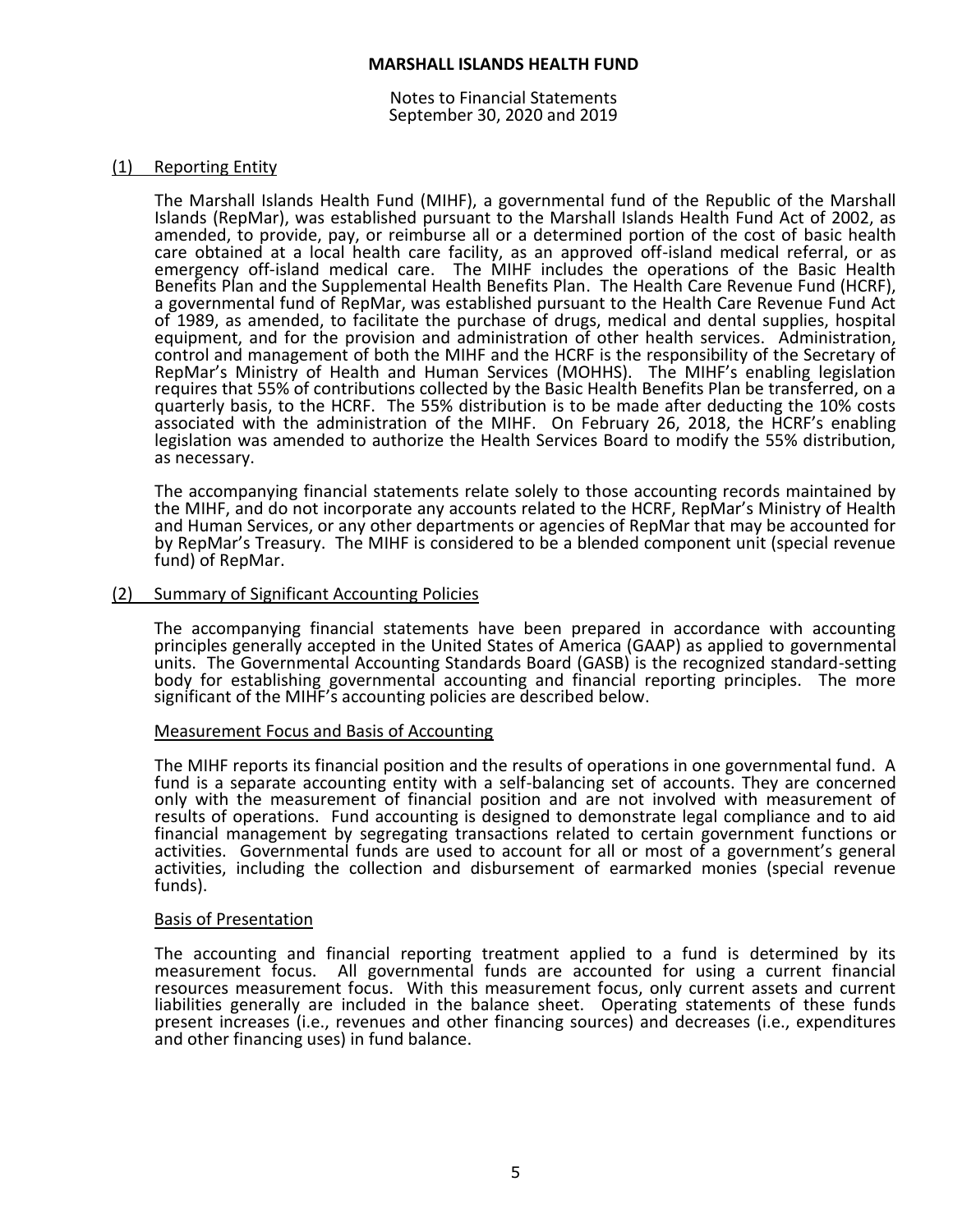**MARSHALL ISLANDS HEALTH FUND**

Notes to Financial Statements
September 30, 2020 and 2019

## (1) Reporting Entity

The Marshall Islands Health Fund (MIHF), a governmental fund of the Republic of the Marshall Islands (RepMar), was established pursuant to the Marshall Islands Health Fund Act of 2002, as amended, to provide, pay, or reimburse all or a determined portion of the cost of basic health care obtained at a local health care facility, as an approved off-island medical referral, or as emergency off-island medical care. The MIHF includes the operations of the Basic Health Benefits Plan and the Supplemental Health Benefits Plan. The Health Care Revenue Fund (HCRF), a governmental fund of RepMar, was established pursuant to the Health Care Revenue Fund Act of 1989, as amended, to facilitate the purchase of drugs, medical and dental supplies, hospital equipment, and for the provision and administration of other health services. Administration, control and management of both the MIHF and the HCRF is the responsibility of the Secretary of RepMar's Ministry of Health and Human Services (MOHHS). The MIHF's enabling legislation requires that 55% of contributions collected by the Basic Health Benefits Plan be transferred, on a quarterly basis, to the HCRF. The 55% distribution is to be made after deducting the 10% costs associated with the administration of the MIHF. On February 26, 2018, the HCRF's enabling legislation was amended to authorize the Health Services Board to modify the 55% distribution, as necessary.

The accompanying financial statements relate solely to those accounting records maintained by the MIHF, and do not incorporate any accounts related to the HCRF, RepMar's Ministry of Health and Human Services, or any other departments or agencies of RepMar that may be accounted for by RepMar's Treasury. The MIHF is considered to be a blended component unit (special revenue fund) of RepMar.

## (2) Summary of Significant Accounting Policies

The accompanying financial statements have been prepared in accordance with accounting principles generally accepted in the United States of America (GAAP) as applied to governmental units. The Governmental Accounting Standards Board (GASB) is the recognized standard-setting body for establishing governmental accounting and financial reporting principles. The more significant of the MIHF's accounting policies are described below.

### Measurement Focus and Basis of Accounting

The MIHF reports its financial position and the results of operations in one governmental fund. A fund is a separate accounting entity with a self-balancing set of accounts. They are concerned only with the measurement of financial position and are not involved with measurement of results of operations. Fund accounting is designed to demonstrate legal compliance and to aid financial management by segregating transactions related to certain government functions or activities. Governmental funds are used to account for all or most of a government's general activities, including the collection and disbursement of earmarked monies (special revenue funds).

### Basis of Presentation

The accounting and financial reporting treatment applied to a fund is determined by its measurement focus. All governmental funds are accounted for using a current financial resources measurement focus. With this measurement focus, only current assets and current liabilities generally are included in the balance sheet. Operating statements of these funds present increases (i.e., revenues and other financing sources) and decreases (i.e., expenditures and other financing uses) in fund balance.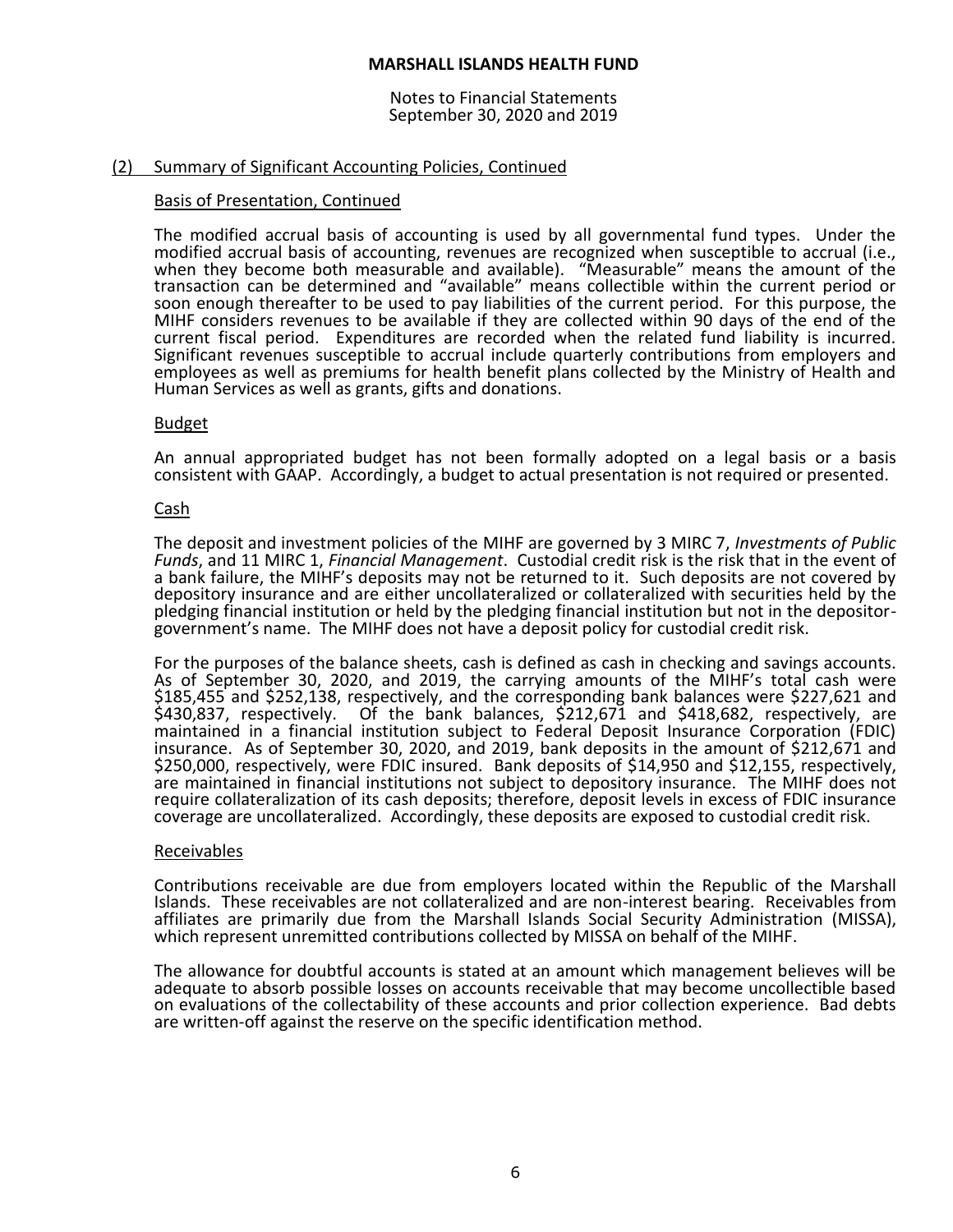## (2) Summary of Significant Accounting Policies, Continued

### Basis of Presentation, Continued

The modified accrual basis of accounting is used by all governmental fund types. Under the modified accrual basis of accounting, revenues are recognized when susceptible to accrual (i.e., when they become both measurable and available). "Measurable" means the amount of the transaction can be determined and "available" means collectible within the current period or soon enough thereafter to be used to pay liabilities of the current period. For this purpose, the MIHF considers revenues to be available if they are collected within 90 days of the end of the current fiscal period. Expenditures are recorded when the related fund liability is incurred. Significant revenues susceptible to accrual include quarterly contributions from employers and employees as well as premiums for health benefit plans collected by the Ministry of Health and Human Services as well as grants, gifts and donations.

### Budget

An annual appropriated budget has not been formally adopted on a legal basis or a basis consistent with GAAP. Accordingly, a budget to actual presentation is not required or presented.

### Cash

The deposit and investment policies of the MIHF are governed by 3 MIRC 7, *Investments of Public Funds*, and 11 MIRC 1, *Financial Management*. Custodial credit risk is the risk that in the event of a bank failure, the MIHF's deposits may not be returned to it. Such deposits are not covered by depository insurance and are either uncollateralized or collateralized with securities held by the pledging financial institution or held by the pledging financial institution but not in the depositor-government's name. The MIHF does not have a deposit policy for custodial credit risk.

For the purposes of the balance sheets, cash is defined as cash in checking and savings accounts. As of September 30, 2020, and 2019, the carrying amounts of the MIHF's total cash were $185,455 and $252,138, respectively, and the corresponding bank balances were $227,621 and $430,837, respectively. Of the bank balances, $212,671 and $418,682, respectively, are maintained in a financial institution subject to Federal Deposit Insurance Corporation (FDIC) insurance. As of September 30, 2020, and 2019, bank deposits in the amount of $212,671 and $250,000, respectively, were FDIC insured. Bank deposits of $14,950 and $12,155, respectively, are maintained in financial institutions not subject to depository insurance. The MIHF does not require collateralization of its cash deposits; therefore, deposit levels in excess of FDIC insurance coverage are uncollateralized. Accordingly, these deposits are exposed to custodial credit risk.

### Receivables

Contributions receivable are due from employers located within the Republic of the Marshall Islands. These receivables are not collateralized and are non-interest bearing. Receivables from affiliates are primarily due from the Marshall Islands Social Security Administration (MISSA), which represent unremitted contributions collected by MISSA on behalf of the MIHF.

The allowance for doubtful accounts is stated at an amount which management believes will be adequate to absorb possible losses on accounts receivable that may become uncollectible based on evaluations of the collectability of these accounts and prior collection experience. Bad debts are written-off against the reserve on the specific identification method.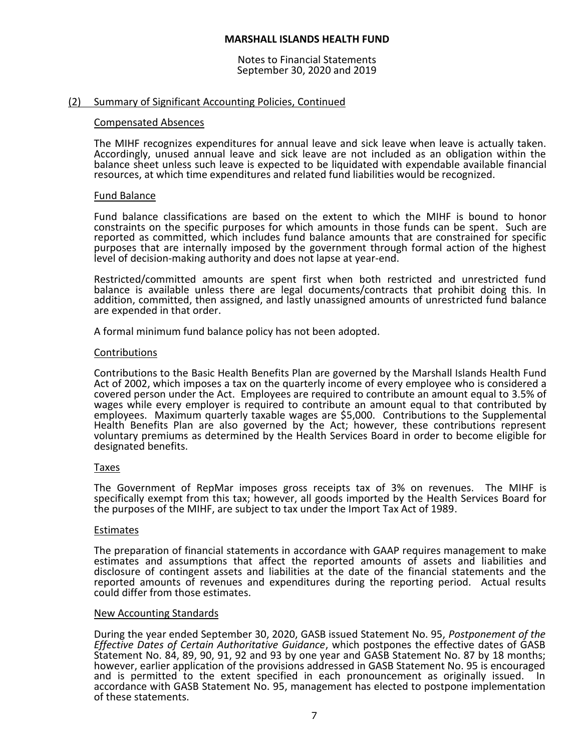# MARSHALL ISLANDS HEALTH FUND

Notes to Financial Statements
September 30, 2020 and 2019

## (2) Summary of Significant Accounting Policies, Continued

### Compensated Absences

The MIHF recognizes expenditures for annual leave and sick leave when leave is actually taken. Accordingly, unused annual leave and sick leave are not included as an obligation within the balance sheet unless such leave is expected to be liquidated with expendable available financial resources, at which time expenditures and related fund liabilities would be recognized.

### Fund Balance

Fund balance classifications are based on the extent to which the MIHF is bound to honor constraints on the specific purposes for which amounts in those funds can be spent. Such are reported as committed, which includes fund balance amounts that are constrained for specific purposes that are internally imposed by the government through formal action of the highest level of decision-making authority and does not lapse at year-end.

Restricted/committed amounts are spent first when both restricted and unrestricted fund balance is available unless there are legal documents/contracts that prohibit doing this. In addition, committed, then assigned, and lastly unassigned amounts of unrestricted fund balance are expended in that order.

A formal minimum fund balance policy has not been adopted.

### Contributions

Contributions to the Basic Health Benefits Plan are governed by the Marshall Islands Health Fund Act of 2002, which imposes a tax on the quarterly income of every employee who is considered a covered person under the Act. Employees are required to contribute an amount equal to 3.5% of wages while every employer is required to contribute an amount equal to that contributed by employees. Maximum quarterly taxable wages are $5,000. Contributions to the Supplemental Health Benefits Plan are also governed by the Act; however, these contributions represent voluntary premiums as determined by the Health Services Board in order to become eligible for designated benefits.

### Taxes

The Government of RepMar imposes gross receipts tax of 3% on revenues. The MIHF is specifically exempt from this tax; however, all goods imported by the Health Services Board for the purposes of the MIHF, are subject to tax under the Import Tax Act of 1989.

### Estimates

The preparation of financial statements in accordance with GAAP requires management to make estimates and assumptions that affect the reported amounts of assets and liabilities and disclosure of contingent assets and liabilities at the date of the financial statements and the reported amounts of revenues and expenditures during the reporting period. Actual results could differ from those estimates.

### New Accounting Standards

During the year ended September 30, 2020, GASB issued Statement No. 95, *Postponement of the Effective Dates of Certain Authoritative Guidance*, which postpones the effective dates of GASB Statement No. 84, 89, 90, 91, 92 and 93 by one year and GASB Statement No. 87 by 18 months; however, earlier application of the provisions addressed in GASB Statement No. 95 is encouraged and is permitted to the extent specified in each pronouncement as originally issued. In accordance with GASB Statement No. 95, management has elected to postpone implementation of these statements.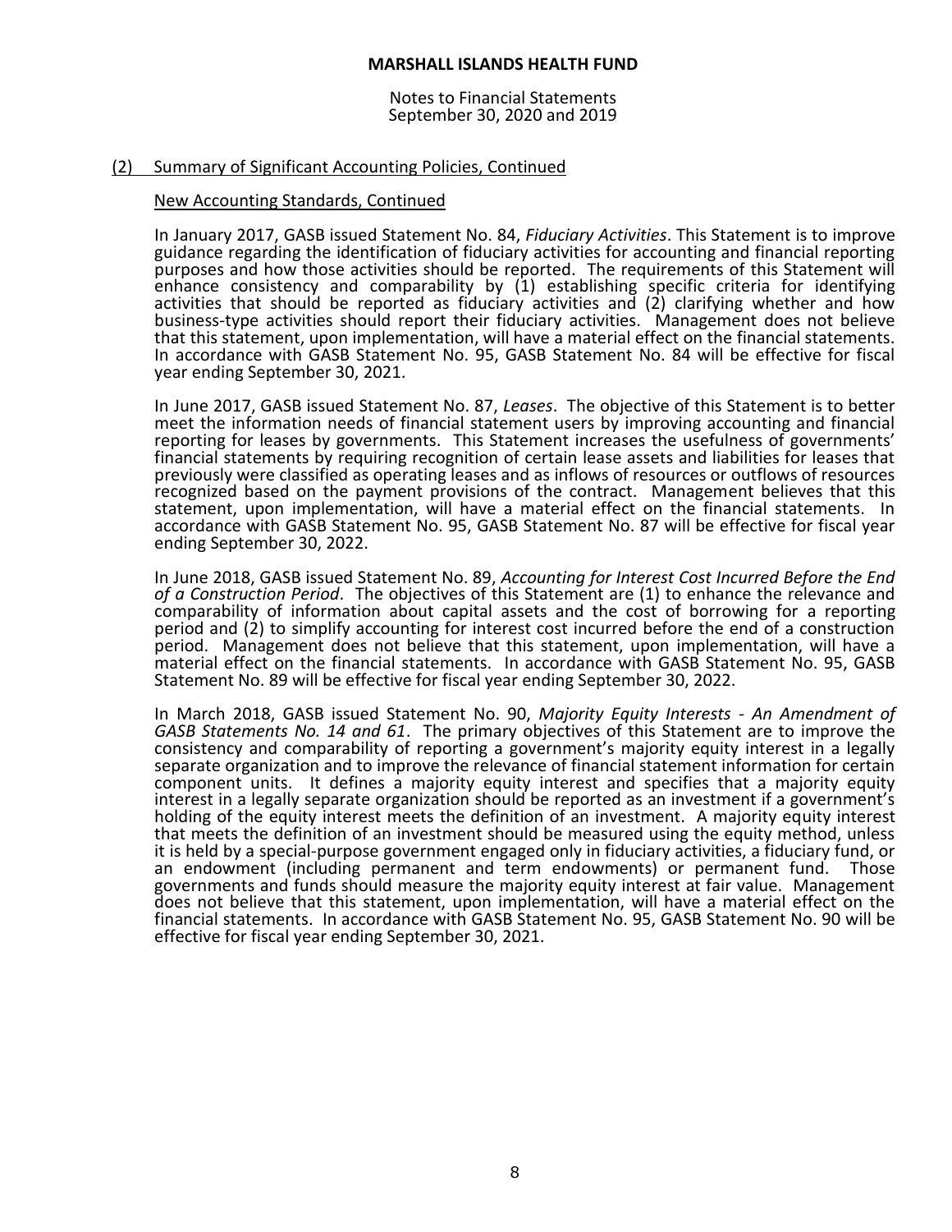## (2) Summary of Significant Accounting Policies, Continued

### New Accounting Standards, Continued

In January 2017, GASB issued Statement No. 84, *Fiduciary Activities*. This Statement is to improve guidance regarding the identification of fiduciary activities for accounting and financial reporting purposes and how those activities should be reported. The requirements of this Statement will enhance consistency and comparability by (1) establishing specific criteria for identifying activities that should be reported as fiduciary activities and (2) clarifying whether and how business-type activities should report their fiduciary activities. Management does not believe that this statement, upon implementation, will have a material effect on the financial statements. In accordance with GASB Statement No. 95, GASB Statement No. 84 will be effective for fiscal year ending September 30, 2021.

In June 2017, GASB issued Statement No. 87, *Leases*. The objective of this Statement is to better meet the information needs of financial statement users by improving accounting and financial reporting for leases by governments. This Statement increases the usefulness of governments' financial statements by requiring recognition of certain lease assets and liabilities for leases that previously were classified as operating leases and as inflows of resources or outflows of resources recognized based on the payment provisions of the contract. Management believes that this statement, upon implementation, will have a material effect on the financial statements. In accordance with GASB Statement No. 95, GASB Statement No. 87 will be effective for fiscal year ending September 30, 2022.

In June 2018, GASB issued Statement No. 89, *Accounting for Interest Cost Incurred Before the End of a Construction Period*. The objectives of this Statement are (1) to enhance the relevance and comparability of information about capital assets and the cost of borrowing for a reporting period and (2) to simplify accounting for interest cost incurred before the end of a construction period. Management does not believe that this statement, upon implementation, will have a material effect on the financial statements. In accordance with GASB Statement No. 95, GASB Statement No. 89 will be effective for fiscal year ending September 30, 2022.

In March 2018, GASB issued Statement No. 90, *Majority Equity Interests - An Amendment of GASB Statements No. 14 and 61*. The primary objectives of this Statement are to improve the consistency and comparability of reporting a government's majority equity interest in a legally separate organization and to improve the relevance of financial statement information for certain component units. It defines a majority equity interest and specifies that a majority equity interest in a legally separate organization should be reported as an investment if a government's holding of the equity interest meets the definition of an investment. A majority equity interest that meets the definition of an investment should be measured using the equity method, unless it is held by a special-purpose government engaged only in fiduciary activities, a fiduciary fund, or an endowment (including permanent and term endowments) or permanent fund. Those governments and funds should measure the majority equity interest at fair value. Management does not believe that this statement, upon implementation, will have a material effect on the financial statements. In accordance with GASB Statement No. 95, GASB Statement No. 90 will be effective for fiscal year ending September 30, 2021.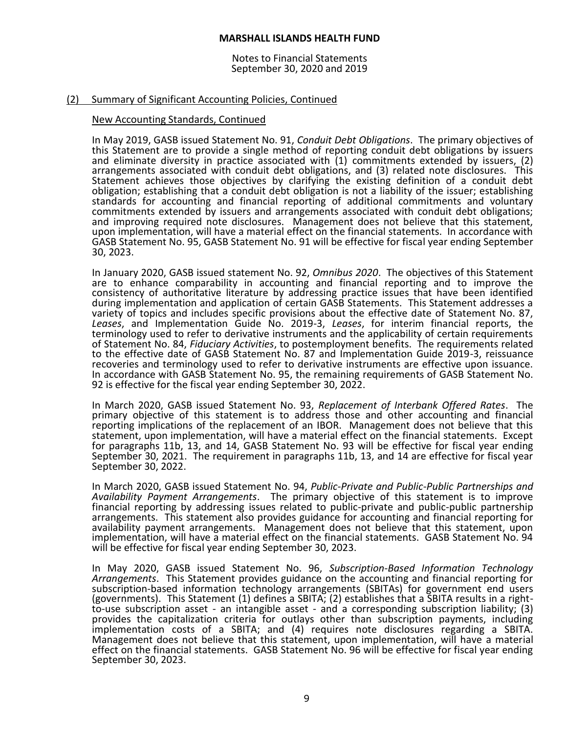# MARSHALL ISLANDS HEALTH FUND

Notes to Financial Statements
September 30, 2020 and 2019

## (2) Summary of Significant Accounting Policies, Continued

### New Accounting Standards, Continued

In May 2019, GASB issued Statement No. 91, *Conduit Debt Obligations*. The primary objectives of this Statement are to provide a single method of reporting conduit debt obligations by issuers and eliminate diversity in practice associated with (1) commitments extended by issuers, (2) arrangements associated with conduit debt obligations, and (3) related note disclosures. This Statement achieves those objectives by clarifying the existing definition of a conduit debt obligation; establishing that a conduit debt obligation is not a liability of the issuer; establishing standards for accounting and financial reporting of additional commitments and voluntary commitments extended by issuers and arrangements associated with conduit debt obligations; and improving required note disclosures. Management does not believe that this statement, upon implementation, will have a material effect on the financial statements. In accordance with GASB Statement No. 95, GASB Statement No. 91 will be effective for fiscal year ending September 30, 2023.

In January 2020, GASB issued statement No. 92, *Omnibus 2020*. The objectives of this Statement are to enhance comparability in accounting and financial reporting and to improve the consistency of authoritative literature by addressing practice issues that have been identified during implementation and application of certain GASB Statements. This Statement addresses a variety of topics and includes specific provisions about the effective date of Statement No. 87, *Leases*, and Implementation Guide No. 2019-3, *Leases*, for interim financial reports, the terminology used to refer to derivative instruments and the applicability of certain requirements of Statement No. 84, *Fiduciary Activities*, to postemployment benefits. The requirements related to the effective date of GASB Statement No. 87 and Implementation Guide 2019-3, reissuance recoveries and terminology used to refer to derivative instruments are effective upon issuance. In accordance with GASB Statement No. 95, the remaining requirements of GASB Statement No. 92 is effective for the fiscal year ending September 30, 2022.

In March 2020, GASB issued Statement No. 93, *Replacement of Interbank Offered Rates*. The primary objective of this statement is to address those and other accounting and financial reporting implications of the replacement of an IBOR. Management does not believe that this statement, upon implementation, will have a material effect on the financial statements. Except for paragraphs 11b, 13, and 14, GASB Statement No. 93 will be effective for fiscal year ending September 30, 2021. The requirement in paragraphs 11b, 13, and 14 are effective for fiscal year September 30, 2022.

In March 2020, GASB issued Statement No. 94, *Public-Private and Public-Public Partnerships and Availability Payment Arrangements*. The primary objective of this statement is to improve financial reporting by addressing issues related to public-private and public-public partnership arrangements. This statement also provides guidance for accounting and financial reporting for availability payment arrangements. Management does not believe that this statement, upon implementation, will have a material effect on the financial statements. GASB Statement No. 94 will be effective for fiscal year ending September 30, 2023.

In May 2020, GASB issued Statement No. 96, *Subscription-Based Information Technology Arrangements*. This Statement provides guidance on the accounting and financial reporting for subscription-based information technology arrangements (SBITAs) for government end users (governments). This Statement (1) defines a SBITA; (2) establishes that a SBITA results in a right-to-use subscription asset - an intangible asset - and a corresponding subscription liability; (3) provides the capitalization criteria for outlays other than subscription payments, including implementation costs of a SBITA; and (4) requires note disclosures regarding a SBITA. Management does not believe that this statement, upon implementation, will have a material effect on the financial statements. GASB Statement No. 96 will be effective for fiscal year ending September 30, 2023.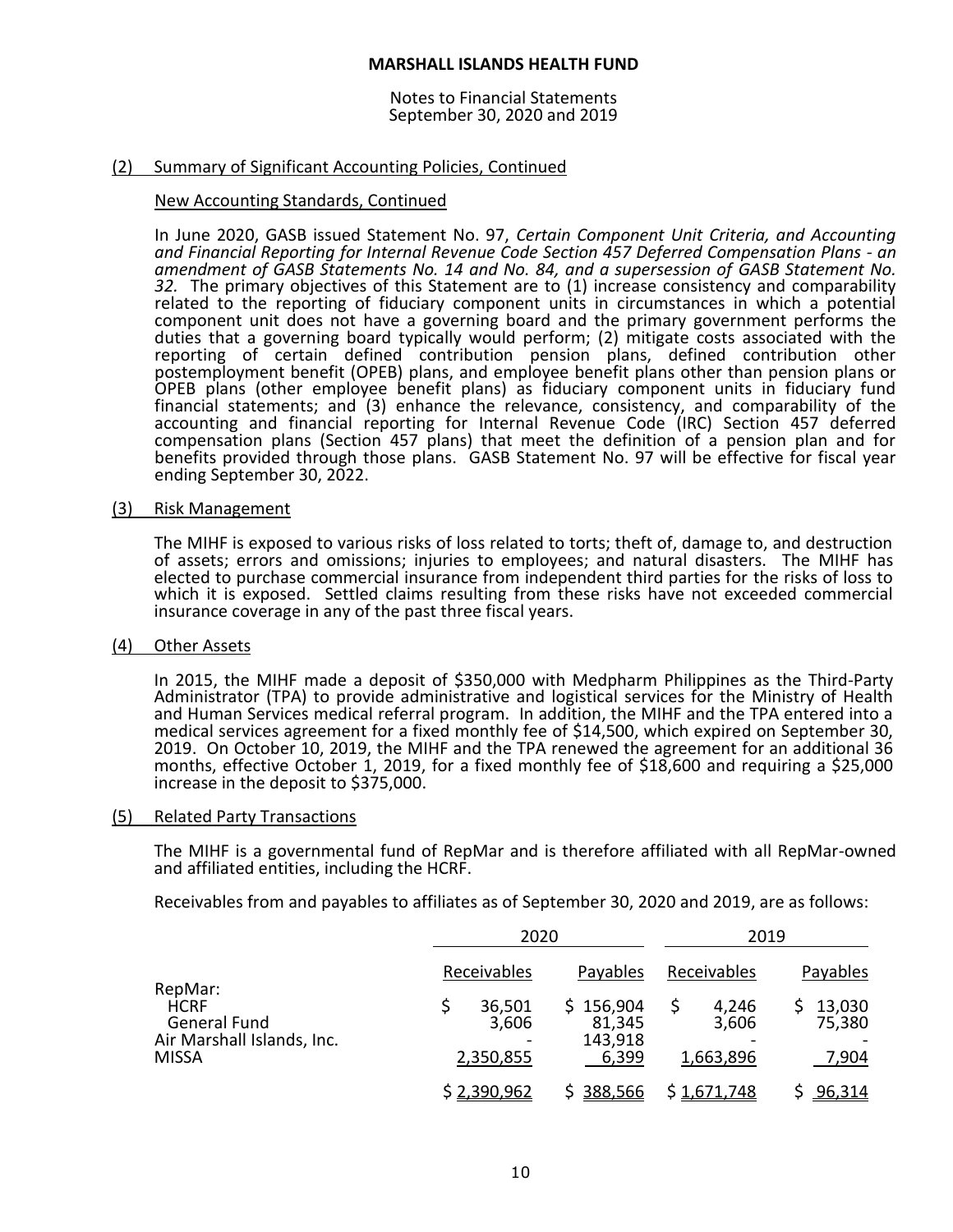# MARSHALL ISLANDS HEALTH FUND

Notes to Financial Statements
September 30, 2020 and 2019

## (2) Summary of Significant Accounting Policies, Continued

### New Accounting Standards, Continued

In June 2020, GASB issued Statement No. 97, *Certain Component Unit Criteria, and Accounting and Financial Reporting for Internal Revenue Code Section 457 Deferred Compensation Plans - an amendment of GASB Statements No. 14 and No. 84, and a supersession of GASB Statement No. 32.* The primary objectives of this Statement are to (1) increase consistency and comparability related to the reporting of fiduciary component units in circumstances in which a potential component unit does not have a governing board and the primary government performs the duties that a governing board typically would perform; (2) mitigate costs associated with the reporting of certain defined contribution pension plans, defined contribution other postemployment benefit (OPEB) plans, and employee benefit plans other than pension plans or OPEB plans (other employee benefit plans) as fiduciary component units in fiduciary fund financial statements; and (3) enhance the relevance, consistency, and comparability of the accounting and financial reporting for Internal Revenue Code (IRC) Section 457 deferred compensation plans (Section 457 plans) that meet the definition of a pension plan and for benefits provided through those plans. GASB Statement No. 97 will be effective for fiscal year ending September 30, 2022.

## (3) Risk Management

The MIHF is exposed to various risks of loss related to torts; theft of, damage to, and destruction of assets; errors and omissions; injuries to employees; and natural disasters. The MIHF has elected to purchase commercial insurance from independent third parties for the risks of loss to which it is exposed. Settled claims resulting from these risks have not exceeded commercial insurance coverage in any of the past three fiscal years.

## (4) Other Assets

In 2015, the MIHF made a deposit of $350,000 with Medpharm Philippines as the Third-Party Administrator (TPA) to provide administrative and logistical services for the Ministry of Health and Human Services medical referral program. In addition, the MIHF and the TPA entered into a medical services agreement for a fixed monthly fee of $14,500, which expired on September 30, 2019. On October 10, 2019, the MIHF and the TPA renewed the agreement for an additional 36 months, effective October 1, 2019, for a fixed monthly fee of $18,600 and requiring a $25,000 increase in the deposit to $375,000.

## (5) Related Party Transactions

The MIHF is a governmental fund of RepMar and is therefore affiliated with all RepMar-owned and affiliated entities, including the HCRF.

Receivables from and payables to affiliates as of September 30, 2020 and 2019, are as follows:

| | 2020 | | 2019 | |
|---|---|---|---|---|
| | Receivables | Payables | Receivables | Payables |
| RepMar: | | | | |
| HCRF | $ 36,501 | $ 156,904 | $ 4,246 | $ 13,030 |
| General Fund | 3,606 | 81,345 | 3,606 | 75,380 |
| Air Marshall Islands, Inc. | - | 143,918 | - | - |
| MISSA | 2,350,855 | 6,399 | 1,663,896 | 7,904 |
| | $ 2,390,962 | $ 388,566 | $ 1,671,748 | $ 96,314 |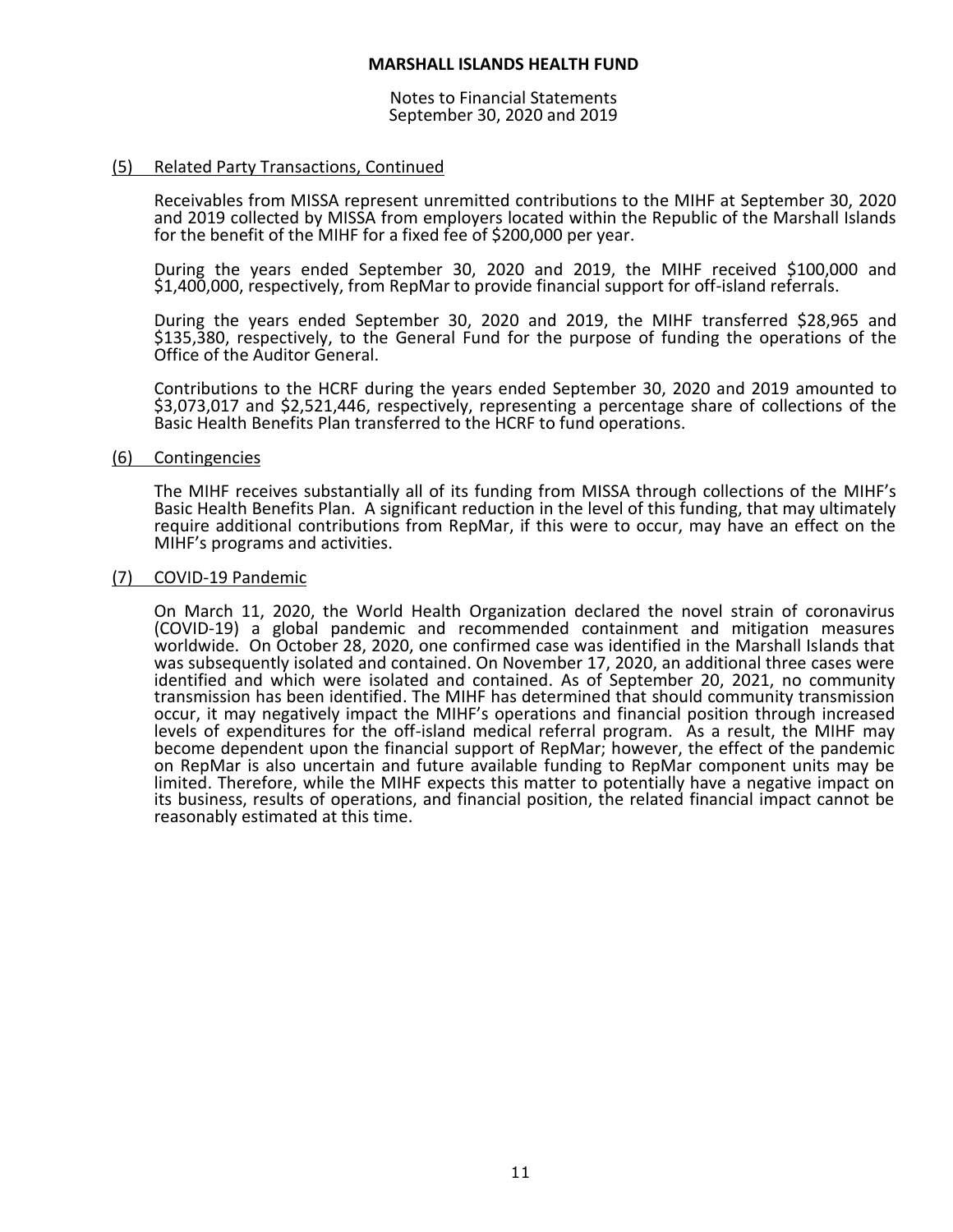**MARSHALL ISLANDS HEALTH FUND**

Notes to Financial Statements
September 30, 2020 and 2019

(5) Related Party Transactions, Continued

Receivables from MISSA represent unremitted contributions to the MIHF at September 30, 2020 and 2019 collected by MISSA from employers located within the Republic of the Marshall Islands for the benefit of the MIHF for a fixed fee of $200,000 per year.

During the years ended September 30, 2020 and 2019, the MIHF received $100,000 and $1,400,000, respectively, from RepMar to provide financial support for off-island referrals.

During the years ended September 30, 2020 and 2019, the MIHF transferred $28,965 and $135,380, respectively, to the General Fund for the purpose of funding the operations of the Office of the Auditor General.

Contributions to the HCRF during the years ended September 30, 2020 and 2019 amounted to $3,073,017 and $2,521,446, respectively, representing a percentage share of collections of the Basic Health Benefits Plan transferred to the HCRF to fund operations.

(6) Contingencies

The MIHF receives substantially all of its funding from MISSA through collections of the MIHF's Basic Health Benefits Plan. A significant reduction in the level of this funding, that may ultimately require additional contributions from RepMar, if this were to occur, may have an effect on the MIHF's programs and activities.

(7) COVID-19 Pandemic

On March 11, 2020, the World Health Organization declared the novel strain of coronavirus (COVID-19) a global pandemic and recommended containment and mitigation measures worldwide. On October 28, 2020, one confirmed case was identified in the Marshall Islands that was subsequently isolated and contained. On November 17, 2020, an additional three cases were identified and which were isolated and contained. As of September 20, 2021, no community transmission has been identified. The MIHF has determined that should community transmission occur, it may negatively impact the MIHF's operations and financial position through increased levels of expenditures for the off-island medical referral program. As a result, the MIHF may become dependent upon the financial support of RepMar; however, the effect of the pandemic on RepMar is also uncertain and future available funding to RepMar component units may be limited. Therefore, while the MIHF expects this matter to potentially have a negative impact on its business, results of operations, and financial position, the related financial impact cannot be reasonably estimated at this time.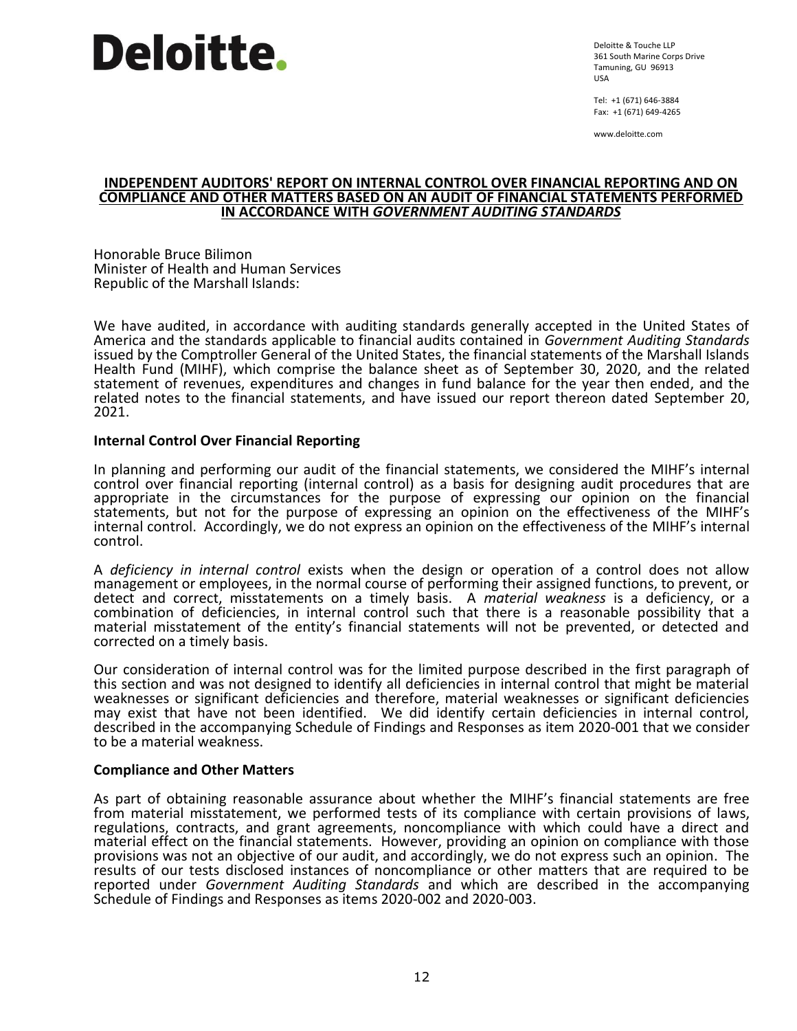**Deloitte.**

Deloitte & Touche LLP
361 South Marine Corps Drive
Tamuning, GU 96913
USA

Tel: +1 (671) 646-3884
Fax: +1 (671) 649-4265

www.deloitte.com

## INDEPENDENT AUDITORS' REPORT ON INTERNAL CONTROL OVER FINANCIAL REPORTING AND ON COMPLIANCE AND OTHER MATTERS BASED ON AN AUDIT OF FINANCIAL STATEMENTS PERFORMED IN ACCORDANCE WITH *GOVERNMENT AUDITING STANDARDS*

Honorable Bruce Bilimon
Minister of Health and Human Services
Republic of the Marshall Islands:

We have audited, in accordance with auditing standards generally accepted in the United States of America and the standards applicable to financial audits contained in *Government Auditing Standards* issued by the Comptroller General of the United States, the financial statements of the Marshall Islands Health Fund (MIHF), which comprise the balance sheet as of September 30, 2020, and the related statement of revenues, expenditures and changes in fund balance for the year then ended, and the related notes to the financial statements, and have issued our report thereon dated September 20, 2021.

### Internal Control Over Financial Reporting

In planning and performing our audit of the financial statements, we considered the MIHF's internal control over financial reporting (internal control) as a basis for designing audit procedures that are appropriate in the circumstances for the purpose of expressing our opinion on the financial statements, but not for the purpose of expressing an opinion on the effectiveness of the MIHF's internal control. Accordingly, we do not express an opinion on the effectiveness of the MIHF's internal control.

A *deficiency in internal control* exists when the design or operation of a control does not allow management or employees, in the normal course of performing their assigned functions, to prevent, or detect and correct, misstatements on a timely basis. A *material weakness* is a deficiency, or a combination of deficiencies, in internal control such that there is a reasonable possibility that a material misstatement of the entity's financial statements will not be prevented, or detected and corrected on a timely basis.

Our consideration of internal control was for the limited purpose described in the first paragraph of this section and was not designed to identify all deficiencies in internal control that might be material weaknesses or significant deficiencies and therefore, material weaknesses or significant deficiencies may exist that have not been identified. We did identify certain deficiencies in internal control, described in the accompanying Schedule of Findings and Responses as item 2020-001 that we consider to be a material weakness.

### Compliance and Other Matters

As part of obtaining reasonable assurance about whether the MIHF's financial statements are free from material misstatement, we performed tests of its compliance with certain provisions of laws, regulations, contracts, and grant agreements, noncompliance with which could have a direct and material effect on the financial statements. However, providing an opinion on compliance with those provisions was not an objective of our audit, and accordingly, we do not express such an opinion. The results of our tests disclosed instances of noncompliance or other matters that are required to be reported under *Government Auditing Standards* and which are described in the accompanying Schedule of Findings and Responses as items 2020-002 and 2020-003.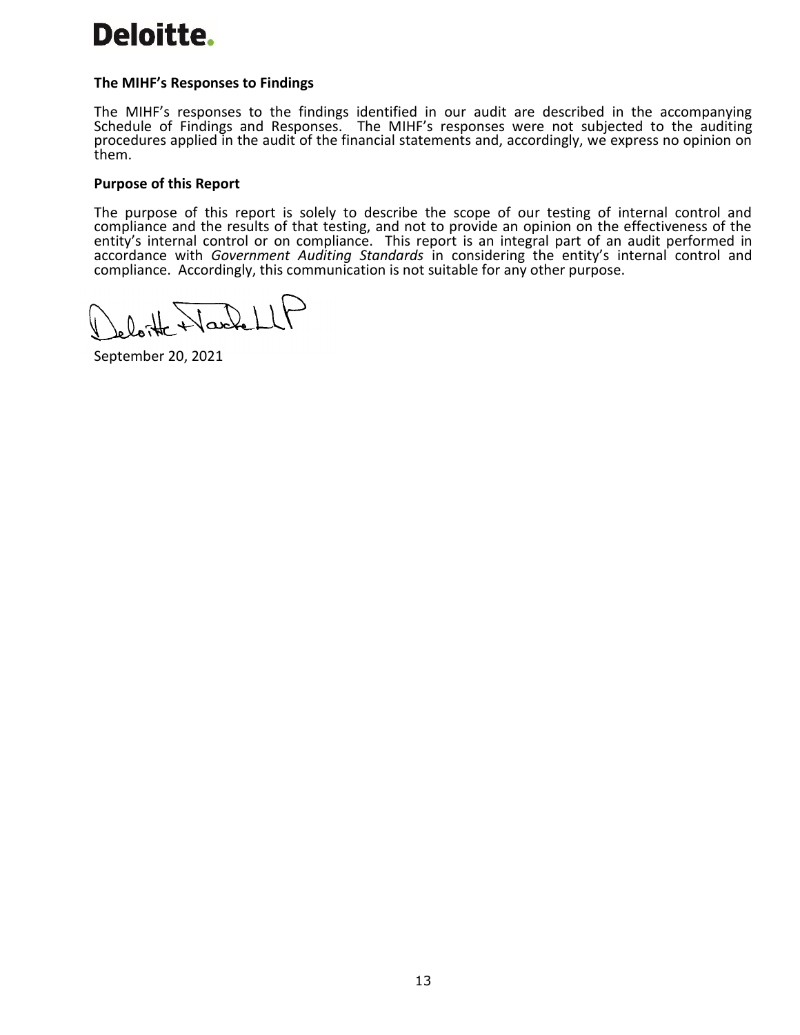**The MIHF's Responses to Findings**

The MIHF's responses to the findings identified in our audit are described in the accompanying Schedule of Findings and Responses. The MIHF's responses were not subjected to the auditing procedures applied in the audit of the financial statements and, accordingly, we express no opinion on them.

**Purpose of this Report**

The purpose of this report is solely to describe the scope of our testing of internal control and compliance and the results of that testing, and not to provide an opinion on the effectiveness of the entity's internal control or on compliance. This report is an integral part of an audit performed in accordance with *Government Auditing Standards* in considering the entity's internal control and compliance. Accordingly, this communication is not suitable for any other purpose.

Deloitte & Touche LLP

September 20, 2021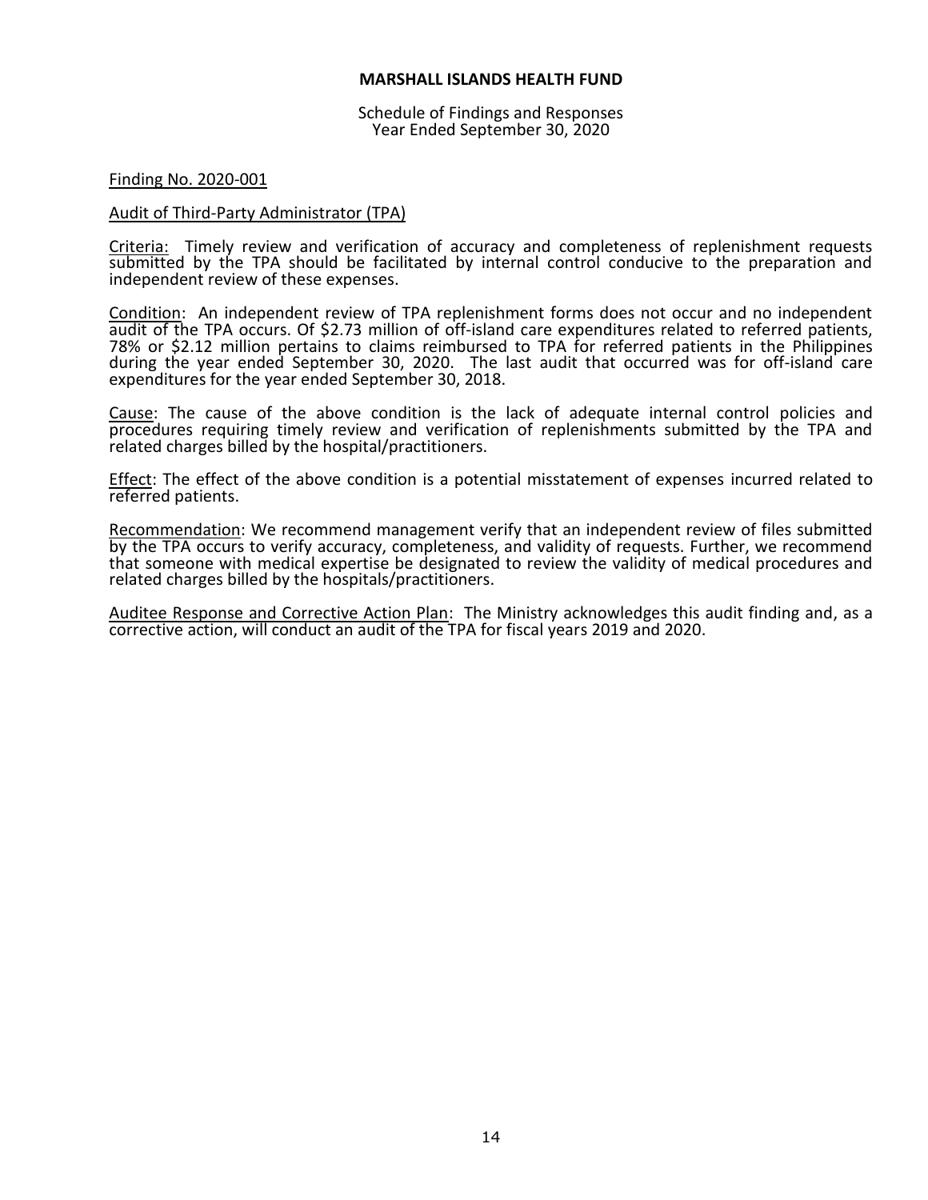**MARSHALL ISLANDS HEALTH FUND**

Schedule of Findings and Responses
Year Ended September 30, 2020

Finding No. 2020-001

Audit of Third-Party Administrator (TPA)

Criteria: Timely review and verification of accuracy and completeness of replenishment requests submitted by the TPA should be facilitated by internal control conducive to the preparation and independent review of these expenses.

Condition: An independent review of TPA replenishment forms does not occur and no independent audit of the TPA occurs. Of $2.73 million of off-island care expenditures related to referred patients, 78% or $2.12 million pertains to claims reimbursed to TPA for referred patients in the Philippines during the year ended September 30, 2020. The last audit that occurred was for off-island care expenditures for the year ended September 30, 2018.

Cause: The cause of the above condition is the lack of adequate internal control policies and procedures requiring timely review and verification of replenishments submitted by the TPA and related charges billed by the hospital/practitioners.

Effect: The effect of the above condition is a potential misstatement of expenses incurred related to referred patients.

Recommendation: We recommend management verify that an independent review of files submitted by the TPA occurs to verify accuracy, completeness, and validity of requests. Further, we recommend that someone with medical expertise be designated to review the validity of medical procedures and related charges billed by the hospitals/practitioners.

Auditee Response and Corrective Action Plan: The Ministry acknowledges this audit finding and, as a corrective action, will conduct an audit of the TPA for fiscal years 2019 and 2020.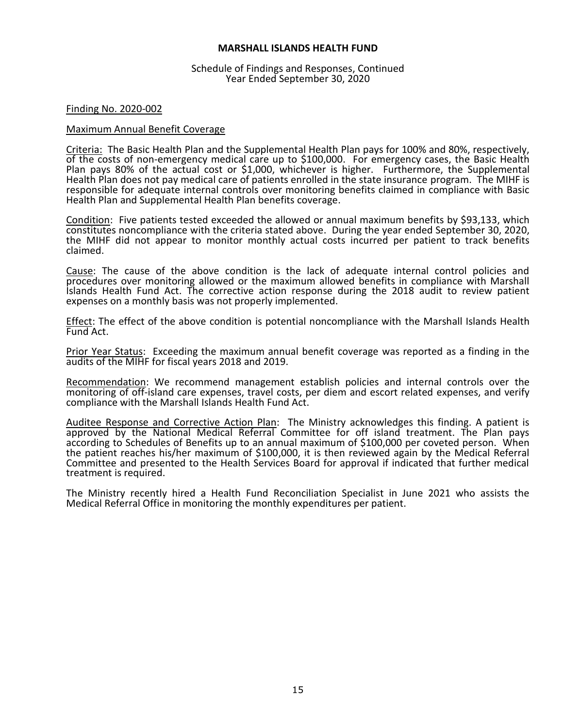**MARSHALL ISLANDS HEALTH FUND**

Schedule of Findings and Responses, Continued
Year Ended September 30, 2020

Finding No. 2020-002

Maximum Annual Benefit Coverage

Criteria: The Basic Health Plan and the Supplemental Health Plan pays for 100% and 80%, respectively, of the costs of non-emergency medical care up to $100,000. For emergency cases, the Basic Health Plan pays 80% of the actual cost or $1,000, whichever is higher. Furthermore, the Supplemental Health Plan does not pay medical care of patients enrolled in the state insurance program. The MIHF is responsible for adequate internal controls over monitoring benefits claimed in compliance with Basic Health Plan and Supplemental Health Plan benefits coverage.

Condition: Five patients tested exceeded the allowed or annual maximum benefits by $93,133, which constitutes noncompliance with the criteria stated above. During the year ended September 30, 2020, the MIHF did not appear to monitor monthly actual costs incurred per patient to track benefits claimed.

Cause: The cause of the above condition is the lack of adequate internal control policies and procedures over monitoring allowed or the maximum allowed benefits in compliance with Marshall Islands Health Fund Act. The corrective action response during the 2018 audit to review patient expenses on a monthly basis was not properly implemented.

Effect: The effect of the above condition is potential noncompliance with the Marshall Islands Health Fund Act.

Prior Year Status: Exceeding the maximum annual benefit coverage was reported as a finding in the audits of the MIHF for fiscal years 2018 and 2019.

Recommendation: We recommend management establish policies and internal controls over the monitoring of off-island care expenses, travel costs, per diem and escort related expenses, and verify compliance with the Marshall Islands Health Fund Act.

Auditee Response and Corrective Action Plan: The Ministry acknowledges this finding. A patient is approved by the National Medical Referral Committee for off island treatment. The Plan pays according to Schedules of Benefits up to an annual maximum of $100,000 per coveted person. When the patient reaches his/her maximum of $100,000, it is then reviewed again by the Medical Referral Committee and presented to the Health Services Board for approval if indicated that further medical treatment is required.

The Ministry recently hired a Health Fund Reconciliation Specialist in June 2021 who assists the Medical Referral Office in monitoring the monthly expenditures per patient.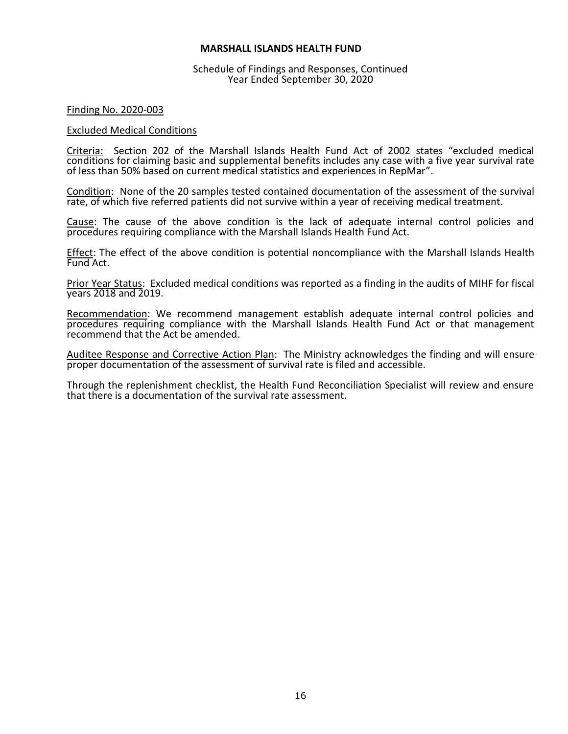**MARSHALL ISLANDS HEALTH FUND**

Schedule of Findings and Responses, Continued
Year Ended September 30, 2020

Finding No. 2020-003

Excluded Medical Conditions

Criteria: Section 202 of the Marshall Islands Health Fund Act of 2002 states "excluded medical conditions for claiming basic and supplemental benefits includes any case with a five year survival rate of less than 50% based on current medical statistics and experiences in RepMar".

Condition: None of the 20 samples tested contained documentation of the assessment of the survival rate, of which five referred patients did not survive within a year of receiving medical treatment.

Cause: The cause of the above condition is the lack of adequate internal control policies and procedures requiring compliance with the Marshall Islands Health Fund Act.

Effect: The effect of the above condition is potential noncompliance with the Marshall Islands Health Fund Act.

Prior Year Status: Excluded medical conditions was reported as a finding in the audits of MIHF for fiscal years 2018 and 2019.

Recommendation: We recommend management establish adequate internal control policies and procedures requiring compliance with the Marshall Islands Health Fund Act or that management recommend that the Act be amended.

Auditee Response and Corrective Action Plan: The Ministry acknowledges the finding and will ensure proper documentation of the assessment of survival rate is filed and accessible.

Through the replenishment checklist, the Health Fund Reconciliation Specialist will review and ensure that there is a documentation of the survival rate assessment.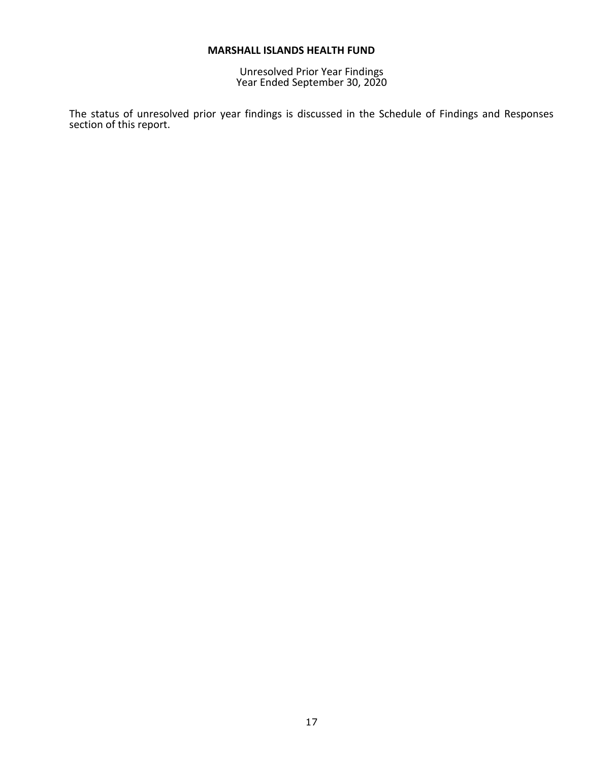**MARSHALL ISLANDS HEALTH FUND**

Unresolved Prior Year Findings
Year Ended September 30, 2020

The status of unresolved prior year findings is discussed in the Schedule of Findings and Responses section of this report.